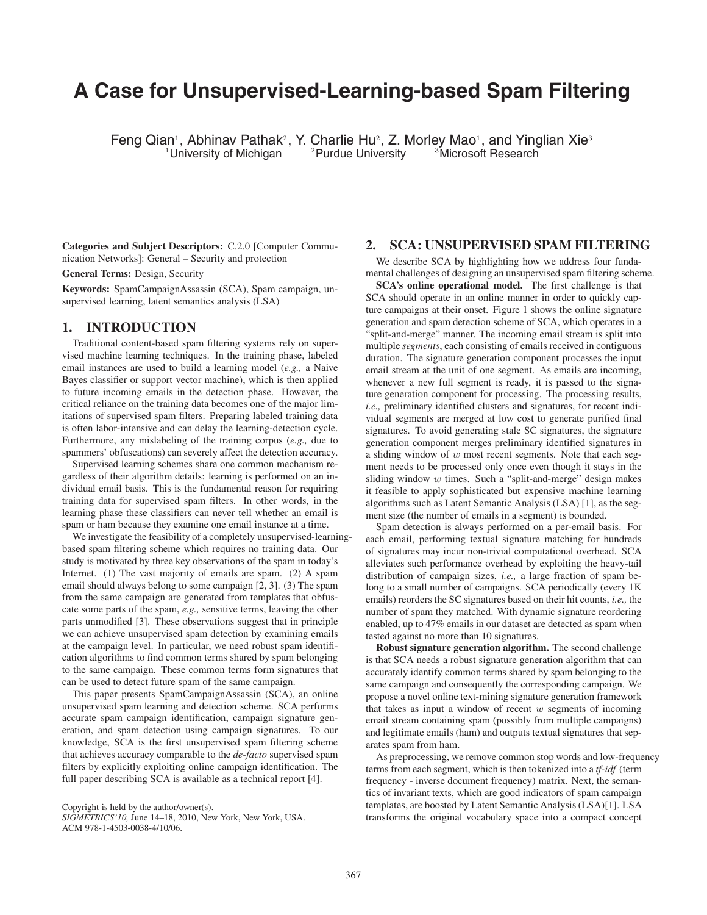# A Case for Unsupervised-Learning-based Spam Filtering

Feng Qian[1], Abhinav Pathak[2], Y. Charlie Hu[2], Z. Morley Mao[1], and Yinglian Xie[3]
[1]University of Michigan [2]Purdue University [3]Microsoft Research

**Categories and Subject Descriptors:** C.2.0 [Computer Communication Networks]: General – Security and protection

**General Terms:** Design, Security

**Keywords:** SpamCampaignAssassin (SCA), Spam campaign, unsupervised learning, latent semantics analysis (LSA)

## 1. INTRODUCTION

Traditional content-based spam filtering systems rely on supervised machine learning techniques. In the training phase, labeled email instances are used to build a learning model (*e.g.,* a Naive Bayes classifier or support vector machine), which is then applied to future incoming emails in the detection phase. However, the critical reliance on the training data becomes one of the major limitations of supervised spam filters. Preparing labeled training data is often labor-intensive and can delay the learning-detection cycle. Furthermore, any mislabeling of the training corpus (*e.g.,* due to spammers' obfuscations) can severely affect the detection accuracy.

Supervised learning schemes share one common mechanism regardless of their algorithm details: learning is performed on an individual email basis. This is the fundamental reason for requiring training data for supervised spam filters. In other words, in the learning phase these classifiers can never tell whether an email is spam or ham because they examine one email instance at a time.

We investigate the feasibility of a completely unsupervised-learning-based spam filtering scheme which requires no training data. Our study is motivated by three key observations of the spam in today's Internet. (1) The vast majority of emails are spam. (2) A spam email should always belong to some campaign [2, 3]. (3) The spam from the same campaign are generated from templates that obfuscate some parts of the spam, *e.g.,* sensitive terms, leaving the other parts unmodified [3]. These observations suggest that in principle we can achieve unsupervised spam detection by examining emails at the campaign level. In particular, we need robust spam identification algorithms to find common terms shared by spam belonging to the same campaign. These common terms form signatures that can be used to detect future spam of the same campaign.

This paper presents SpamCampaignAssassin (SCA), an online unsupervised spam learning and detection scheme. SCA performs accurate spam campaign identification, campaign signature generation, and spam detection using campaign signatures. To our knowledge, SCA is the first unsupervised spam filtering scheme that achieves accuracy comparable to the *de-facto* supervised spam filters by explicitly exploiting online campaign identification. The full paper describing SCA is available as a technical report [4].

Copyright is held by the author/owner(s).
*SIGMETRICS'10,* June 14–18, 2010, New York, New York, USA.
ACM 978-1-4503-0038-4/10/06.

## 2. SCA: UNSUPERVISED SPAM FILTERING

We describe SCA by highlighting how we address four fundamental challenges of designing an unsupervised spam filtering scheme.

**SCA's online operational model.** The first challenge is that SCA should operate in an online manner in order to quickly capture campaigns at their onset. Figure 1 shows the online signature generation and spam detection scheme of SCA, which operates in a "split-and-merge" manner. The incoming email stream is split into multiple *segments*, each consisting of emails received in contiguous duration. The signature generation component processes the input email stream at the unit of one segment. As emails are incoming, whenever a new full segment is ready, it is passed to the signature generation component for processing. The processing results, *i.e.,* preliminary identified clusters and signatures, for recent individual segments are merged at low cost to generate purified final signatures. To avoid generating stale SC signatures, the signature generation component merges preliminary identified signatures in a sliding window of $w$ most recent segments. Note that each segment needs to be processed only once even though it stays in the sliding window $w$ times. Such a "split-and-merge" design makes it feasible to apply sophisticated but expensive machine learning algorithms such as Latent Semantic Analysis (LSA) [1], as the segment size (the number of emails in a segment) is bounded.

Spam detection is always performed on a per-email basis. For each email, performing textual signature matching for hundreds of signatures may incur non-trivial computational overhead. SCA alleviates such performance overhead by exploiting the heavy-tail distribution of campaign sizes, *i.e.,* a large fraction of spam belong to a small number of campaigns. SCA periodically (every 1K emails) reorders the SC signatures based on their hit counts, *i.e.,* the number of spam they matched. With dynamic signature reordering enabled, up to 47% emails in our dataset are detected as spam when tested against no more than 10 signatures.

**Robust signature generation algorithm.** The second challenge is that SCA needs a robust signature generation algorithm that can accurately identify common terms shared by spam belonging to the same campaign and consequently the corresponding campaign. We propose a novel online text-mining signature generation framework that takes as input a window of recent $w$ segments of incoming email stream containing spam (possibly from multiple campaigns) and legitimate emails (ham) and outputs textual signatures that separates spam from ham.

As preprocessing, we remove common stop words and low-frequency terms from each segment, which is then tokenized into a *tf-idf* (term frequency - inverse document frequency) matrix. Next, the semantics of invariant texts, which are good indicators of spam campaign templates, are boosted by Latent Semantic Analysis (LSA)[1]. LSA transforms the original vocabulary space into a compact concept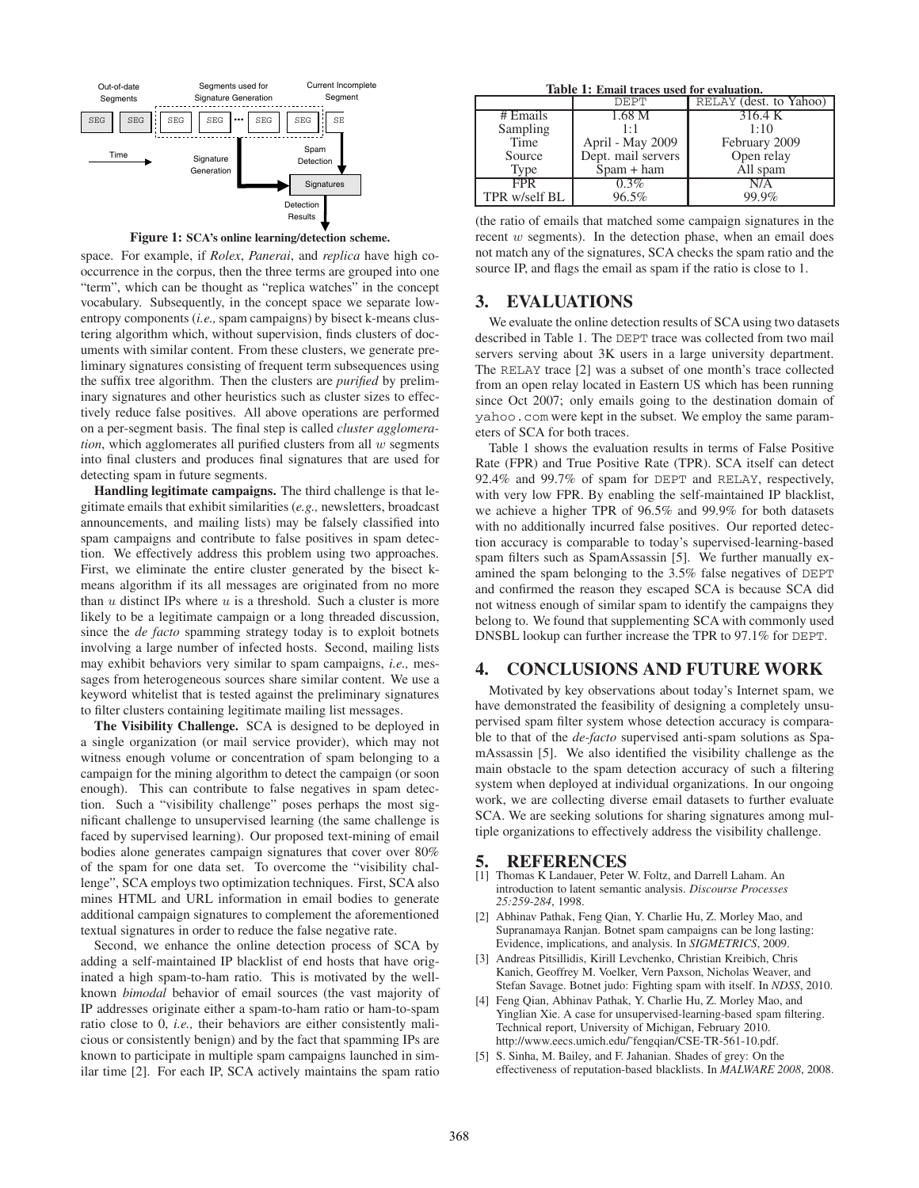Out-of-date Segments

Segments used for Signature Generation

Current Incomplete Segment

SEG SEG SEG SEG ... SEG SEG SE

Time

Signature Generation

Spam Detection

Signatures

Detection Results

**Figure 1: SCA's online learning/detection scheme.**

space. For example, if *Rolex*, *Panerai*, and *replica* have high co-occurrence in the corpus, then the three terms are grouped into one "term", which can be thought as "replica watches" in the concept vocabulary. Subsequently, in the concept space we separate low-entropy components (*i.e.,* spam campaigns) by bisect k-means clustering algorithm which, without supervision, finds clusters of documents with similar content. From these clusters, we generate preliminary signatures consisting of frequent term subsequences using the suffix tree algorithm. Then the clusters are *purified* by preliminary signatures and other heuristics such as cluster sizes to effectively reduce false positives. All above operations are performed on a per-segment basis. The final step is called *cluster agglomeration*, which agglomerates all purified clusters from all $w$ segments into final clusters and produces final signatures that are used for detecting spam in future segments.

**Handling legitimate campaigns.** The third challenge is that legitimate emails that exhibit similarities (*e.g.,* newsletters, broadcast announcements, and mailing lists) may be falsely classified into spam campaigns and contribute to false positives in spam detection. We effectively address this problem using two approaches. First, we eliminate the entire cluster generated by the bisect k-means algorithm if its all messages are originated from no more than $u$ distinct IPs where $u$ is a threshold. Such a cluster is more likely to be a legitimate campaign or a long threaded discussion, since the *de facto* spamming strategy today is to exploit botnets involving a large number of infected hosts. Second, mailing lists may exhibit behaviors very similar to spam campaigns, *i.e.,* messages from heterogeneous sources share similar content. We use a keyword whitelist that is tested against the preliminary signatures to filter clusters containing legitimate mailing list messages.

**The Visibility Challenge.** SCA is designed to be deployed in a single organization (or mail service provider), which may not witness enough volume or concentration of spam belonging to a campaign for the mining algorithm to detect the campaign (or soon enough). This can contribute to false negatives in spam detection. Such a "visibility challenge" poses perhaps the most significant challenge to unsupervised learning (the same challenge is faced by supervised learning). Our proposed text-mining of email bodies alone generates campaign signatures that cover over 80% of the spam for one data set. To overcome the "visibility challenge", SCA employs two optimization techniques. First, SCA also mines HTML and URL information in email bodies to generate additional campaign signatures to complement the aforementioned textual signatures in order to reduce the false negative rate.

Second, we enhance the online detection process of SCA by adding a self-maintained IP blacklist of end hosts that have originated a high spam-to-ham ratio. This is motivated by the well-known *bimodal* behavior of email sources (the vast majority of IP addresses originate either a spam-to-ham ratio or ham-to-spam ratio close to 0, *i.e.,* their behaviors are either consistently malicious or consistently benign) and by the fact that spamming IPs are known to participate in multiple spam campaigns launched in similar time [2]. For each IP, SCA actively maintains the spam ratio

**Table 1: Email traces used for evaluation.**

| | DEPT | RELAY (dest. to Yahoo) |
|---|---|---|
| # Emails | 1.68 M | 316.4 K |
| Sampling | 1:1 | 1:10 |
| Time | April - May 2009 | February 2009 |
| Source | Dept. mail servers | Open relay |
| Type | Spam + ham | All spam |
| FPR | 0.3% | N/A |
| TPR w/self BL | 96.5% | 99.9% |

(the ratio of emails that matched some campaign signatures in the recent $w$ segments). In the detection phase, when an email does not match any of the signatures, SCA checks the spam ratio and the source IP, and flags the email as spam if the ratio is close to 1.

## 3. EVALUATIONS

We evaluate the online detection results of SCA using two datasets described in Table 1. The DEPT trace was collected from two mail servers serving about 3K users in a large university department. The RELAY trace [2] was a subset of one month's trace collected from an open relay located in Eastern US which has been running since Oct 2007; only emails going to the destination domain of yahoo.com were kept in the subset. We employ the same parameters of SCA for both traces.

Table 1 shows the evaluation results in terms of False Positive Rate (FPR) and True Positive Rate (TPR). SCA itself can detect 92.4% and 99.7% of spam for DEPT and RELAY, respectively, with very low FPR. By enabling the self-maintained IP blacklist, we achieve a higher TPR of 96.5% and 99.9% for both datasets with no additionally incurred false positives. Our reported detection accuracy is comparable to today's supervised-learning-based spam filters such as SpamAssassin [5]. We further manually examined the spam belonging to the 3.5% false negatives of DEPT and confirmed the reason they escaped SCA is because SCA did not witness enough of similar spam to identify the campaigns they belong to. We found that supplementing SCA with commonly used DNSBL lookup can further increase the TPR to 97.1% for DEPT.

## 4. CONCLUSIONS AND FUTURE WORK

Motivated by key observations about today's Internet spam, we have demonstrated the feasibility of designing a completely unsupervised spam filter system whose detection accuracy is comparable to that of the *de-facto* supervised anti-spam solutions as SpamAssassin [5]. We also identified the visibility challenge as the main obstacle to the spam detection accuracy of such a filtering system when deployed at individual organizations. In our ongoing work, we are collecting diverse email datasets to further evaluate SCA. We are seeking solutions for sharing signatures among multiple organizations to effectively address the visibility challenge.

## 5. REFERENCES

[1] Thomas K Landauer, Peter W. Foltz, and Darrell Laham. An introduction to latent semantic analysis. *Discourse Processes 25:259-284*, 1998.

[2] Abhinav Pathak, Feng Qian, Y. Charlie Hu, Z. Morley Mao, and Supranamaya Ranjan. Botnet spam campaigns can be long lasting: Evidence, implications, and analysis. In *SIGMETRICS*, 2009.

[3] Andreas Pitsillidis, Kirill Levchenko, Christian Kreibich, Chris Kanich, Geoffrey M. Voelker, Vern Paxson, Nicholas Weaver, and Stefan Savage. Botnet judo: Fighting spam with itself. In *NDSS*, 2010.

[4] Feng Qian, Abhinav Pathak, Y. Charlie Hu, Z. Morley Mao, and Yinglian Xie. A case for unsupervised-learning-based spam filtering. Technical report, University of Michigan, February 2010. http://www.eecs.umich.edu/~fengqian/CSE-TR-561-10.pdf.

[5] S. Sinha, M. Bailey, and F. Jahanian. Shades of grey: On the effectiveness of reputation-based blacklists. In *MALWARE 2008*, 2008.